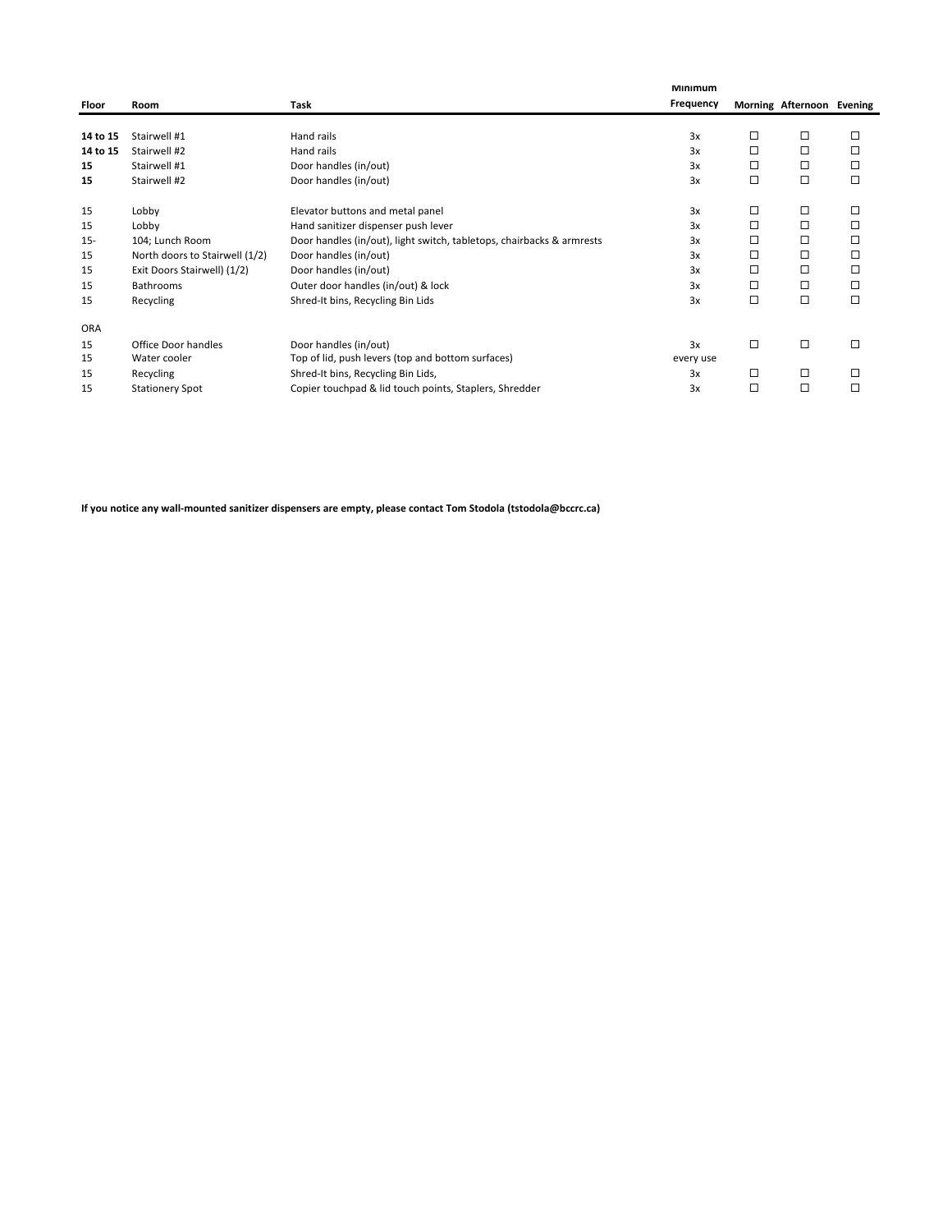| Floor | Room | Task | Minimum Frequency | Morning | Afternoon | Evening |
|---|---|---|---|---|---|---|
| **14 to 15** | Stairwell #1 | Hand rails | 3x | ☐ | ☐ | ☐ |
| **14 to 15** | Stairwell #2 | Hand rails | 3x | ☐ | ☐ | ☐ |
| **15** | Stairwell #1 | Door handles (in/out) | 3x | ☐ | ☐ | ☐ |
| **15** | Stairwell #2 | Door handles (in/out) | 3x | ☐ | ☐ | ☐ |
| 15 | Lobby | Elevator buttons and metal panel | 3x | ☐ | ☐ | ☐ |
| 15 | Lobby | Hand sanitizer dispenser push lever | 3x | ☐ | ☐ | ☐ |
| 15- | 104; Lunch Room | Door handles (in/out), light switch, tabletops, chairbacks & armrests | 3x | ☐ | ☐ | ☐ |
| 15 | North doors to Stairwell (1/2) | Door handles (in/out) | 3x | ☐ | ☐ | ☐ |
| 15 | Exit Doors Stairwell) (1/2) | Door handles (in/out) | 3x | ☐ | ☐ | ☐ |
| 15 | Bathrooms | Outer door handles (in/out) & lock | 3x | ☐ | ☐ | ☐ |
| 15 | Recycling | Shred-It bins, Recycling Bin Lids | 3x | ☐ | ☐ | ☐ |
| ORA | | | | | | |
| 15 | Office Door handles | Door handles (in/out) | 3x | ☐ | ☐ | ☐ |
| 15 | Water cooler | Top of lid, push levers (top and bottom surfaces) | every use | | | |
| 15 | Recycling | Shred-It bins, Recycling Bin Lids, | 3x | ☐ | ☐ | ☐ |
| 15 | Stationery Spot | Copier touchpad & lid touch points, Staplers, Shredder | 3x | ☐ | ☐ | ☐ |

**If you notice any wall-mounted sanitizer dispensers are empty, please contact Tom Stodola (tstodola@bccrc.ca)**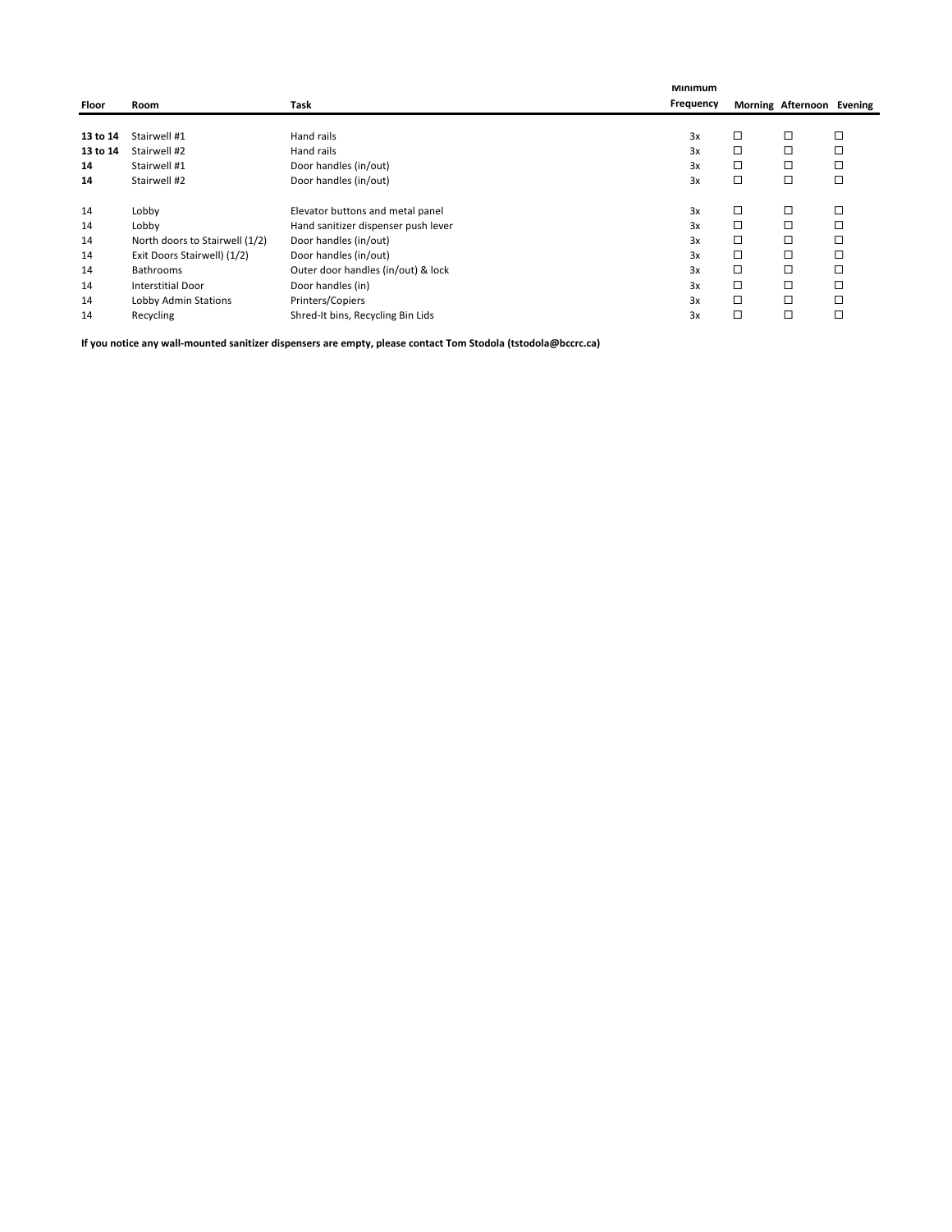| Floor | Room | Task | Minimum Frequency | Morning | Afternoon | Evening |
|---|---|---|---|---|---|---|
| **13 to 14** | Stairwell #1 | Hand rails | 3x | ☐ | ☐ | ☐ |
| **13 to 14** | Stairwell #2 | Hand rails | 3x | ☐ | ☐ | ☐ |
| **14** | Stairwell #1 | Door handles (in/out) | 3x | ☐ | ☐ | ☐ |
| **14** | Stairwell #2 | Door handles (in/out) | 3x | ☐ | ☐ | ☐ |
| 14 | Lobby | Elevator buttons and metal panel | 3x | ☐ | ☐ | ☐ |
| 14 | Lobby | Hand sanitizer dispenser push lever | 3x | ☐ | ☐ | ☐ |
| 14 | North doors to Stairwell (1/2) | Door handles (in/out) | 3x | ☐ | ☐ | ☐ |
| 14 | Exit Doors Stairwell) (1/2) | Door handles (in/out) | 3x | ☐ | ☐ | ☐ |
| 14 | Bathrooms | Outer door handles (in/out) & lock | 3x | ☐ | ☐ | ☐ |
| 14 | Interstitial Door | Door handles (in) | 3x | ☐ | ☐ | ☐ |
| 14 | Lobby Admin Stations | Printers/Copiers | 3x | ☐ | ☐ | ☐ |
| 14 | Recycling | Shred-It bins, Recycling Bin Lids | 3x | ☐ | ☐ | ☐ |

**If you notice any wall-mounted sanitizer dispensers are empty, please contact Tom Stodola (tstodola@bccrc.ca)**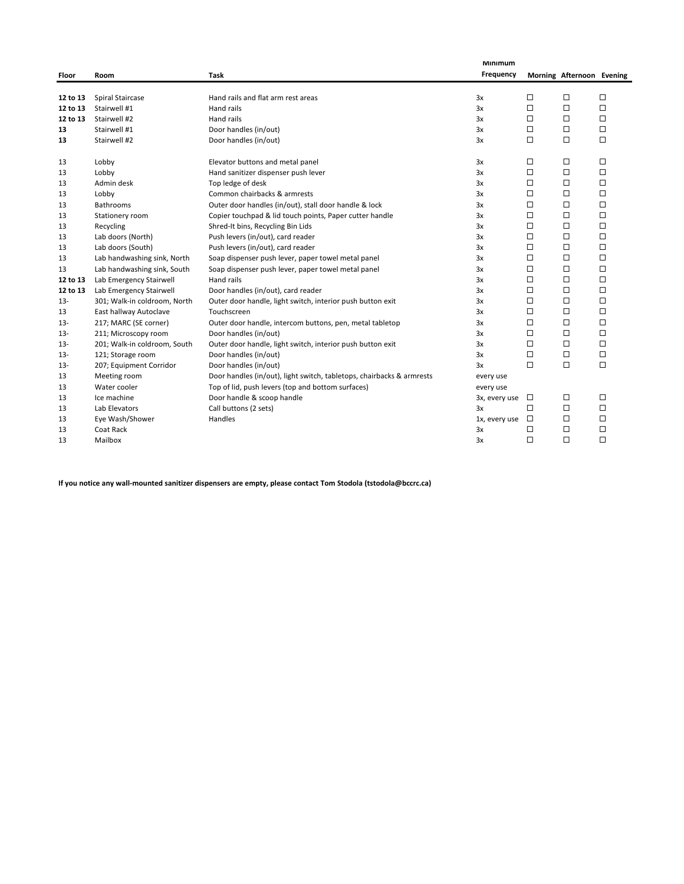| Floor | Room | Task | Minimum Frequency | Morning | Afternoon | Evening |
|---|---|---|---|---|---|---|
| **12 to 13** | Spiral Staircase | Hand rails and flat arm rest areas | 3x | ☐ | ☐ | ☐ |
| **12 to 13** | Stairwell #1 | Hand rails | 3x | ☐ | ☐ | ☐ |
| **12 to 13** | Stairwell #2 | Hand rails | 3x | ☐ | ☐ | ☐ |
| **13** | Stairwell #1 | Door handles (in/out) | 3x | ☐ | ☐ | ☐ |
| **13** | Stairwell #2 | Door handles (in/out) | 3x | ☐ | ☐ | ☐ |
| 13 | Lobby | Elevator buttons and metal panel | 3x | ☐ | ☐ | ☐ |
| 13 | Lobby | Hand sanitizer dispenser push lever | 3x | ☐ | ☐ | ☐ |
| 13 | Admin desk | Top ledge of desk | 3x | ☐ | ☐ | ☐ |
| 13 | Lobby | Common chairbacks & armrests | 3x | ☐ | ☐ | ☐ |
| 13 | Bathrooms | Outer door handles (in/out), stall door handle & lock | 3x | ☐ | ☐ | ☐ |
| 13 | Stationery room | Copier touchpad & lid touch points, Paper cutter handle | 3x | ☐ | ☐ | ☐ |
| 13 | Recycling | Shred-It bins, Recycling Bin Lids | 3x | ☐ | ☐ | ☐ |
| 13 | Lab doors (North) | Push levers (in/out), card reader | 3x | ☐ | ☐ | ☐ |
| 13 | Lab doors (South) | Push levers (in/out), card reader | 3x | ☐ | ☐ | ☐ |
| 13 | Lab handwashing sink, North | Soap dispenser push lever, paper towel metal panel | 3x | ☐ | ☐ | ☐ |
| 13 | Lab handwashing sink, South | Soap dispenser push lever, paper towel metal panel | 3x | ☐ | ☐ | ☐ |
| **12 to 13** | Lab Emergency Stairwell | Hand rails | 3x | ☐ | ☐ | ☐ |
| **12 to 13** | Lab Emergency Stairwell | Door handles (in/out), card reader | 3x | ☐ | ☐ | ☐ |
| 13- | 301; Walk-in coldroom, North | Outer door handle, light switch, interior push button exit | 3x | ☐ | ☐ | ☐ |
| 13 | East hallway Autoclave | Touchscreen | 3x | ☐ | ☐ | ☐ |
| 13- | 217; MARC (SE corner) | Outer door handle, intercom buttons, pen, metal tabletop | 3x | ☐ | ☐ | ☐ |
| 13- | 211; Microscopy room | Door handles (in/out) | 3x | ☐ | ☐ | ☐ |
| 13- | 201; Walk-in coldroom, South | Outer door handle, light switch, interior push button exit | 3x | ☐ | ☐ | ☐ |
| 13- | 121; Storage room | Door handles (in/out) | 3x | ☐ | ☐ | ☐ |
| 13- | 207; Equipment Corridor | Door handles (in/out) | 3x | ☐ | ☐ | ☐ |
| 13 | Meeting room | Door handles (in/out), light switch, tabletops, chairbacks & armrests | every use | | | |
| 13 | Water cooler | Top of lid, push levers (top and bottom surfaces) | every use | | | |
| 13 | Ice machine | Door handle & scoop handle | 3x, every use | ☐ | ☐ | ☐ |
| 13 | Lab Elevators | Call buttons (2 sets) | 3x | ☐ | ☐ | ☐ |
| 13 | Eye Wash/Shower | Handles | 1x, every use | ☐ | ☐ | ☐ |
| 13 | Coat Rack | | 3x | ☐ | ☐ | ☐ |
| 13 | Mailbox | | 3x | ☐ | ☐ | ☐ |

**If you notice any wall-mounted sanitizer dispensers are empty, please contact Tom Stodola (tstodola@bccrc.ca)**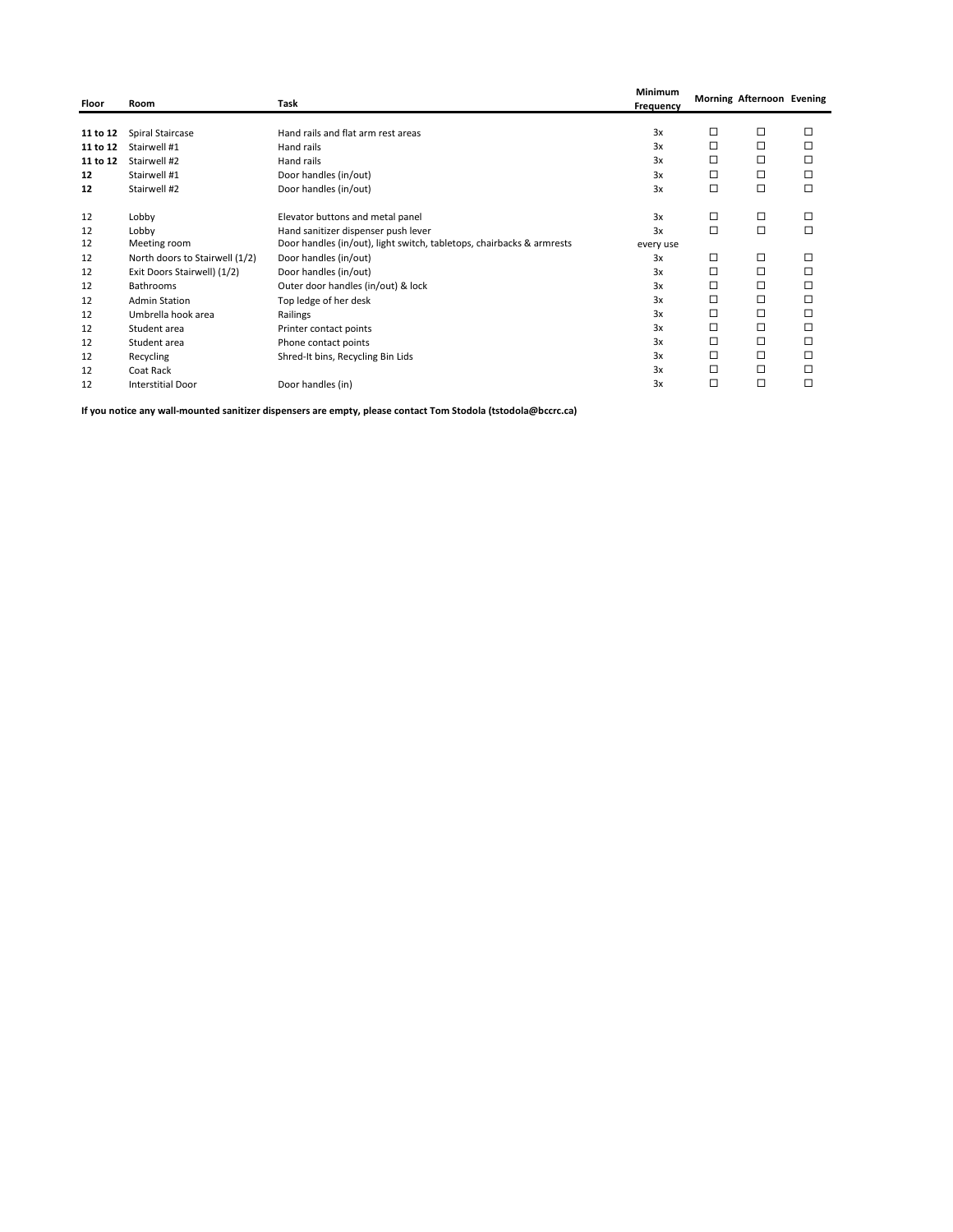| Floor | Room | Task | Minimum Frequency | Morning | Afternoon | Evening |
|---|---|---|---|---|---|---|
| **11 to 12** | Spiral Staircase | Hand rails and flat arm rest areas | 3x | ☐ | ☐ | ☐ |
| **11 to 12** | Stairwell #1 | Hand rails | 3x | ☐ | ☐ | ☐ |
| **11 to 12** | Stairwell #2 | Hand rails | 3x | ☐ | ☐ | ☐ |
| **12** | Stairwell #1 | Door handles (in/out) | 3x | ☐ | ☐ | ☐ |
| **12** | Stairwell #2 | Door handles (in/out) | 3x | ☐ | ☐ | ☐ |
| 12 | Lobby | Elevator buttons and metal panel | 3x | ☐ | ☐ | ☐ |
| 12 | Lobby | Hand sanitizer dispenser push lever | 3x | ☐ | ☐ | ☐ |
| 12 | Meeting room | Door handles (in/out), light switch, tabletops, chairbacks & armrests | every use | | | |
| 12 | North doors to Stairwell (1/2) | Door handles (in/out) | 3x | ☐ | ☐ | ☐ |
| 12 | Exit Doors Stairwell) (1/2) | Door handles (in/out) | 3x | ☐ | ☐ | ☐ |
| 12 | Bathrooms | Outer door handles (in/out) & lock | 3x | ☐ | ☐ | ☐ |
| 12 | Admin Station | Top ledge of her desk | 3x | ☐ | ☐ | ☐ |
| 12 | Umbrella hook area | Railings | 3x | ☐ | ☐ | ☐ |
| 12 | Student area | Printer contact points | 3x | ☐ | ☐ | ☐ |
| 12 | Student area | Phone contact points | 3x | ☐ | ☐ | ☐ |
| 12 | Recycling | Shred-It bins, Recycling Bin Lids | 3x | ☐ | ☐ | ☐ |
| 12 | Coat Rack | | 3x | ☐ | ☐ | ☐ |
| 12 | Interstitial Door | Door handles (in) | 3x | ☐ | ☐ | ☐ |

**If you notice any wall-mounted sanitizer dispensers are empty, please contact Tom Stodola (tstodola@bccrc.ca)**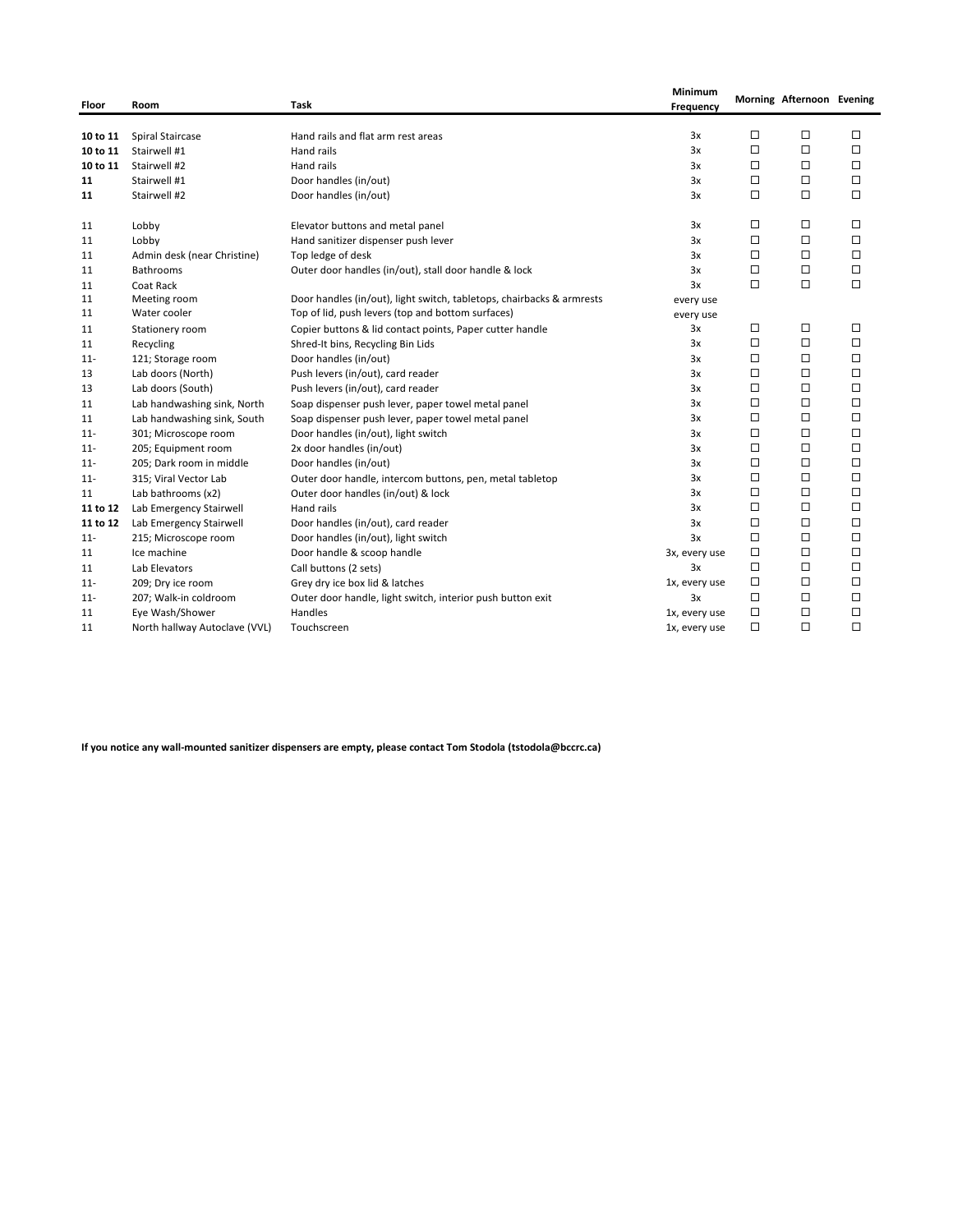| Floor | Room | Task | Minimum Frequency | Morning | Afternoon | Evening |
|---|---|---|---|---|---|---|
| **10 to 11** | Spiral Staircase | Hand rails and flat arm rest areas | 3x | ☐ | ☐ | ☐ |
| **10 to 11** | Stairwell #1 | Hand rails | 3x | ☐ | ☐ | ☐ |
| **10 to 11** | Stairwell #2 | Hand rails | 3x | ☐ | ☐ | ☐ |
| **11** | Stairwell #1 | Door handles (in/out) | 3x | ☐ | ☐ | ☐ |
| **11** | Stairwell #2 | Door handles (in/out) | 3x | ☐ | ☐ | ☐ |
| 11 | Lobby | Elevator buttons and metal panel | 3x | ☐ | ☐ | ☐ |
| 11 | Lobby | Hand sanitizer dispenser push lever | 3x | ☐ | ☐ | ☐ |
| 11 | Admin desk (near Christine) | Top ledge of desk | 3x | ☐ | ☐ | ☐ |
| 11 | Bathrooms | Outer door handles (in/out), stall door handle & lock | 3x | ☐ | ☐ | ☐ |
| 11 | Coat Rack | | 3x | ☐ | ☐ | ☐ |
| 11 | Meeting room | Door handles (in/out), light switch, tabletops, chairbacks & armrests | every use | | | |
| 11 | Water cooler | Top of lid, push levers (top and bottom surfaces) | every use | | | |
| 11 | Stationery room | Copier buttons & lid contact points, Paper cutter handle | 3x | ☐ | ☐ | ☐ |
| 11 | Recycling | Shred-It bins, Recycling Bin Lids | 3x | ☐ | ☐ | ☐ |
| 11- | 121; Storage room | Door handles (in/out) | 3x | ☐ | ☐ | ☐ |
| 13 | Lab doors (North) | Push levers (in/out), card reader | 3x | ☐ | ☐ | ☐ |
| 13 | Lab doors (South) | Push levers (in/out), card reader | 3x | ☐ | ☐ | ☐ |
| 11 | Lab handwashing sink, North | Soap dispenser push lever, paper towel metal panel | 3x | ☐ | ☐ | ☐ |
| 11 | Lab handwashing sink, South | Soap dispenser push lever, paper towel metal panel | 3x | ☐ | ☐ | ☐ |
| 11- | 301; Microscope room | Door handles (in/out), light switch | 3x | ☐ | ☐ | ☐ |
| 11- | 205; Equipment room | 2x door handles (in/out) | 3x | ☐ | ☐ | ☐ |
| 11- | 205; Dark room in middle | Door handles (in/out) | 3x | ☐ | ☐ | ☐ |
| 11- | 315; Viral Vector Lab | Outer door handle, intercom buttons, pen, metal tabletop | 3x | ☐ | ☐ | ☐ |
| 11 | Lab bathrooms (x2) | Outer door handles (in/out) & lock | 3x | ☐ | ☐ | ☐ |
| **11 to 12** | Lab Emergency Stairwell | Hand rails | 3x | ☐ | ☐ | ☐ |
| **11 to 12** | Lab Emergency Stairwell | Door handles (in/out), card reader | 3x | ☐ | ☐ | ☐ |
| 11- | 215; Microscope room | Door handles (in/out), light switch | 3x | ☐ | ☐ | ☐ |
| 11 | Ice machine | Door handle & scoop handle | 3x, every use | ☐ | ☐ | ☐ |
| 11 | Lab Elevators | Call buttons (2 sets) | 3x | ☐ | ☐ | ☐ |
| 11- | 209; Dry ice room | Grey dry ice box lid & latches | 1x, every use | ☐ | ☐ | ☐ |
| 11- | 207; Walk-in coldroom | Outer door handle, light switch, interior push button exit | 3x | ☐ | ☐ | ☐ |
| 11 | Eye Wash/Shower | Handles | 1x, every use | ☐ | ☐ | ☐ |
| 11 | North hallway Autoclave (VVL) | Touchscreen | 1x, every use | ☐ | ☐ | ☐ |

**If you notice any wall-mounted sanitizer dispensers are empty, please contact Tom Stodola (tstodola@bccrc.ca)**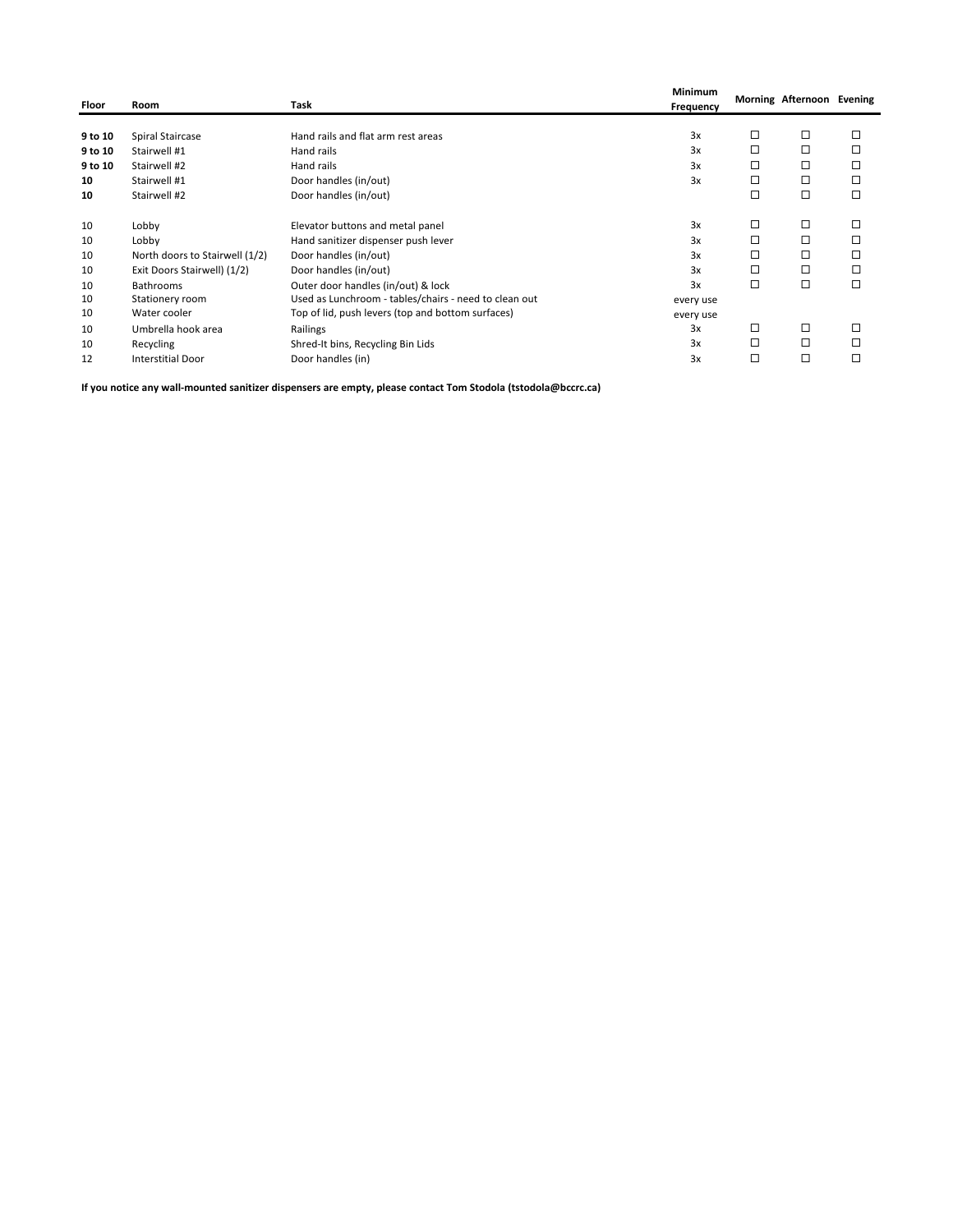| Floor | Room | Task | Minimum Frequency | Morning | Afternoon | Evening |
|---|---|---|---|---|---|---|
| **9 to 10** | Spiral Staircase | Hand rails and flat arm rest areas | 3x | ☐ | ☐ | ☐ |
| **9 to 10** | Stairwell #1 | Hand rails | 3x | ☐ | ☐ | ☐ |
| **9 to 10** | Stairwell #2 | Hand rails | 3x | ☐ | ☐ | ☐ |
| **10** | Stairwell #1 | Door handles (in/out) | 3x | ☐ | ☐ | ☐ |
| **10** | Stairwell #2 | Door handles (in/out) | | ☐ | ☐ | ☐ |
| 10 | Lobby | Elevator buttons and metal panel | 3x | ☐ | ☐ | ☐ |
| 10 | Lobby | Hand sanitizer dispenser push lever | 3x | ☐ | ☐ | ☐ |
| 10 | North doors to Stairwell (1/2) | Door handles (in/out) | 3x | ☐ | ☐ | ☐ |
| 10 | Exit Doors Stairwell) (1/2) | Door handles (in/out) | 3x | ☐ | ☐ | ☐ |
| 10 | Bathrooms | Outer door handles (in/out) & lock | 3x | ☐ | ☐ | ☐ |
| 10 | Stationery room | Used as Lunchroom - tables/chairs - need to clean out | every use | | | |
| 10 | Water cooler | Top of lid, push levers (top and bottom surfaces) | every use | | | |
| 10 | Umbrella hook area | Railings | 3x | ☐ | ☐ | ☐ |
| 10 | Recycling | Shred-It bins, Recycling Bin Lids | 3x | ☐ | ☐ | ☐ |
| 12 | Interstitial Door | Door handles (in) | 3x | ☐ | ☐ | ☐ |

**If you notice any wall-mounted sanitizer dispensers are empty, please contact Tom Stodola (tstodola@bccrc.ca)**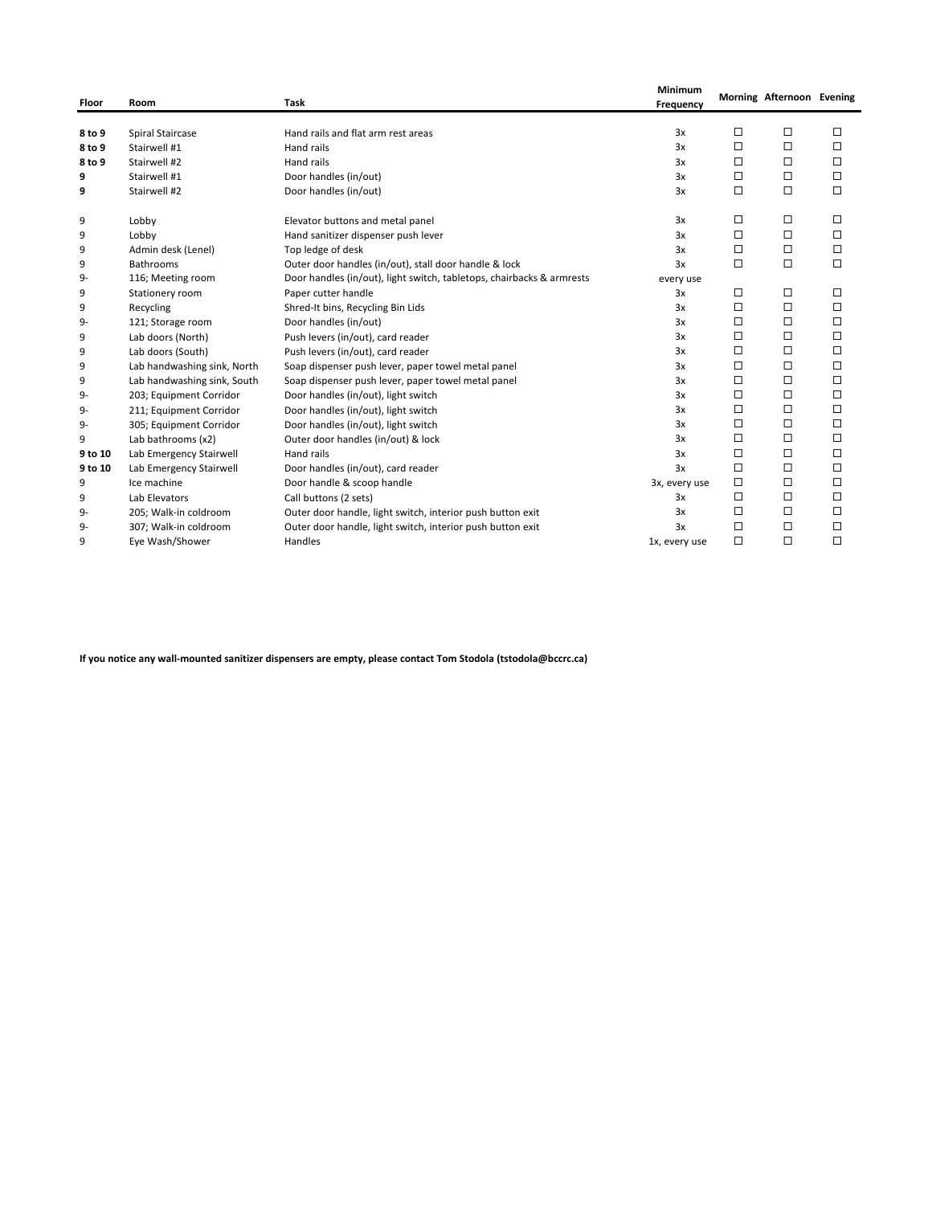| Floor | Room | Task | Minimum Frequency | Morning | Afternoon | Evening |
|---|---|---|---|---|---|---|
| **8 to 9** | Spiral Staircase | Hand rails and flat arm rest areas | 3x | ☐ | ☐ | ☐ |
| **8 to 9** | Stairwell #1 | Hand rails | 3x | ☐ | ☐ | ☐ |
| **8 to 9** | Stairwell #2 | Hand rails | 3x | ☐ | ☐ | ☐ |
| **9** | Stairwell #1 | Door handles (in/out) | 3x | ☐ | ☐ | ☐ |
| **9** | Stairwell #2 | Door handles (in/out) | 3x | ☐ | ☐ | ☐ |
| 9 | Lobby | Elevator buttons and metal panel | 3x | ☐ | ☐ | ☐ |
| 9 | Lobby | Hand sanitizer dispenser push lever | 3x | ☐ | ☐ | ☐ |
| 9 | Admin desk (Lenel) | Top ledge of desk | 3x | ☐ | ☐ | ☐ |
| 9 | Bathrooms | Outer door handles (in/out), stall door handle & lock | 3x | ☐ | ☐ | ☐ |
| 9- | 116; Meeting room | Door handles (in/out), light switch, tabletops, chairbacks & armrests | every use | | | |
| 9 | Stationery room | Paper cutter handle | 3x | ☐ | ☐ | ☐ |
| 9 | Recycling | Shred-It bins, Recycling Bin Lids | 3x | ☐ | ☐ | ☐ |
| 9- | 121; Storage room | Door handles (in/out) | 3x | ☐ | ☐ | ☐ |
| 9 | Lab doors (North) | Push levers (in/out), card reader | 3x | ☐ | ☐ | ☐ |
| 9 | Lab doors (South) | Push levers (in/out), card reader | 3x | ☐ | ☐ | ☐ |
| 9 | Lab handwashing sink, North | Soap dispenser push lever, paper towel metal panel | 3x | ☐ | ☐ | ☐ |
| 9 | Lab handwashing sink, South | Soap dispenser push lever, paper towel metal panel | 3x | ☐ | ☐ | ☐ |
| 9- | 203; Equipment Corridor | Door handles (in/out), light switch | 3x | ☐ | ☐ | ☐ |
| 9- | 211; Equipment Corridor | Door handles (in/out), light switch | 3x | ☐ | ☐ | ☐ |
| 9- | 305; Equipment Corridor | Door handles (in/out), light switch | 3x | ☐ | ☐ | ☐ |
| 9 | Lab bathrooms (x2) | Outer door handles (in/out) & lock | 3x | ☐ | ☐ | ☐ |
| **9 to 10** | Lab Emergency Stairwell | Hand rails | 3x | ☐ | ☐ | ☐ |
| **9 to 10** | Lab Emergency Stairwell | Door handles (in/out), card reader | 3x | ☐ | ☐ | ☐ |
| 9 | Ice machine | Door handle & scoop handle | 3x, every use | ☐ | ☐ | ☐ |
| 9 | Lab Elevators | Call buttons (2 sets) | 3x | ☐ | ☐ | ☐ |
| 9- | 205; Walk-in coldroom | Outer door handle, light switch, interior push button exit | 3x | ☐ | ☐ | ☐ |
| 9- | 307; Walk-in coldroom | Outer door handle, light switch, interior push button exit | 3x | ☐ | ☐ | ☐ |
| 9 | Eye Wash/Shower | Handles | 1x, every use | ☐ | ☐ | ☐ |

**If you notice any wall-mounted sanitizer dispensers are empty, please contact Tom Stodola (tstodola@bccrc.ca)**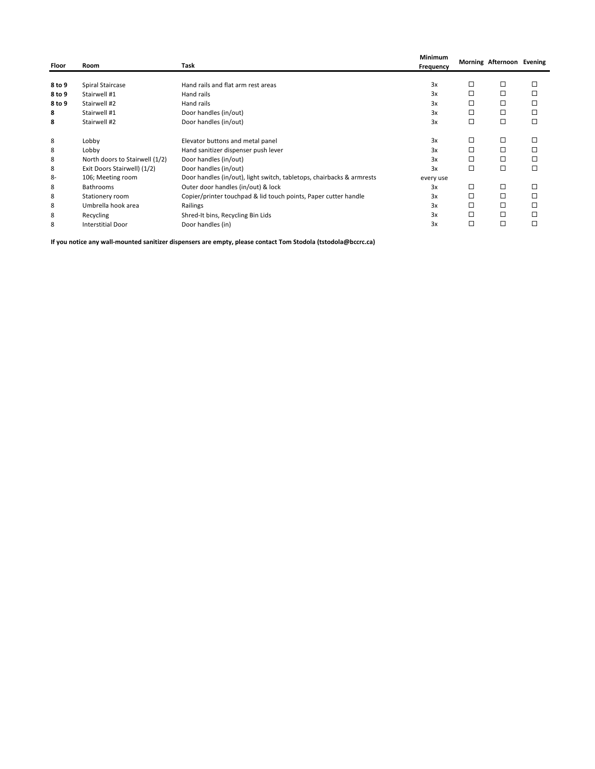| Floor | Room | Task | Minimum Frequency | Morning | Afternoon | Evening |
|---|---|---|---|---|---|---|
| **8 to 9** | Spiral Staircase | Hand rails and flat arm rest areas | 3x | ☐ | ☐ | ☐ |
| **8 to 9** | Stairwell #1 | Hand rails | 3x | ☐ | ☐ | ☐ |
| **8 to 9** | Stairwell #2 | Hand rails | 3x | ☐ | ☐ | ☐ |
| **8** | Stairwell #1 | Door handles (in/out) | 3x | ☐ | ☐ | ☐ |
| **8** | Stairwell #2 | Door handles (in/out) | 3x | ☐ | ☐ | ☐ |
| 8 | Lobby | Elevator buttons and metal panel | 3x | ☐ | ☐ | ☐ |
| 8 | Lobby | Hand sanitizer dispenser push lever | 3x | ☐ | ☐ | ☐ |
| 8 | North doors to Stairwell (1/2) | Door handles (in/out) | 3x | ☐ | ☐ | ☐ |
| 8 | Exit Doors Stairwell) (1/2) | Door handles (in/out) | 3x | ☐ | ☐ | ☐ |
| 8- | 106; Meeting room | Door handles (in/out), light switch, tabletops, chairbacks & armrests | every use | | | |
| 8 | Bathrooms | Outer door handles (in/out) & lock | 3x | ☐ | ☐ | ☐ |
| 8 | Stationery room | Copier/printer touchpad & lid touch points, Paper cutter handle | 3x | ☐ | ☐ | ☐ |
| 8 | Umbrella hook area | Railings | 3x | ☐ | ☐ | ☐ |
| 8 | Recycling | Shred-It bins, Recycling Bin Lids | 3x | ☐ | ☐ | ☐ |
| 8 | Interstitial Door | Door handles (in) | 3x | ☐ | ☐ | ☐ |

**If you notice any wall-mounted sanitizer dispensers are empty, please contact Tom Stodola (tstodola@bccrc.ca)**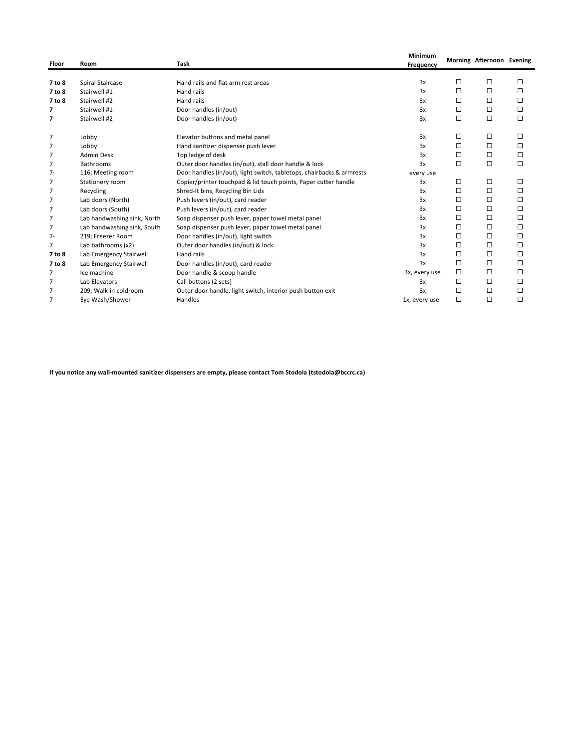| Floor | Room | Task | Minimum Frequency | Morning | Afternoon | Evening |
|---|---|---|---|---|---|---|
| **7 to 8** | Spiral Staircase | Hand rails and flat arm rest areas | 3x | ☐ | ☐ | ☐ |
| **7 to 8** | Stairwell #1 | Hand rails | 3x | ☐ | ☐ | ☐ |
| **7 to 8** | Stairwell #2 | Hand rails | 3x | ☐ | ☐ | ☐ |
| **7** | Stairwell #1 | Door handles (in/out) | 3x | ☐ | ☐ | ☐ |
| **7** | Stairwell #2 | Door handles (in/out) | 3x | ☐ | ☐ | ☐ |
| 7 | Lobby | Elevator buttons and metal panel | 3x | ☐ | ☐ | ☐ |
| 7 | Lobby | Hand sanitizer dispenser push lever | 3x | ☐ | ☐ | ☐ |
| 7 | Admin Desk | Top ledge of desk | 3x | ☐ | ☐ | ☐ |
| 7 | Bathrooms | Outer door handles (in/out), stall door handle & lock | 3x | ☐ | ☐ | ☐ |
| 7- | 116; Meeting room | Door handles (in/out), light switch, tabletops, chairbacks & armrests | every use | | | |
| 7 | Stationery room | Copier/printer touchpad & lid touch points, Paper cutter handle | 3x | ☐ | ☐ | ☐ |
| 7 | Recycling | Shred-It bins, Recycling Bin Lids | 3x | ☐ | ☐ | ☐ |
| 7 | Lab doors (North) | Push levers (in/out), card reader | 3x | ☐ | ☐ | ☐ |
| 7 | Lab doors (South) | Push levers (in/out), card reader | 3x | ☐ | ☐ | ☐ |
| 7 | Lab handwashing sink, North | Soap dispenser push lever, paper towel metal panel | 3x | ☐ | ☐ | ☐ |
| 7 | Lab handwashing sink, South | Soap dispenser push lever, paper towel metal panel | 3x | ☐ | ☐ | ☐ |
| 7- | 219; Freezer Room | Door handles (in/out), light switch | 3x | ☐ | ☐ | ☐ |
| 7 | Lab bathrooms (x2) | Outer door handles (in/out) & lock | 3x | ☐ | ☐ | ☐ |
| **7 to 8** | Lab Emergency Stairwell | Hand rails | 3x | ☐ | ☐ | ☐ |
| **7 to 8** | Lab Emergency Stairwell | Door handles (in/out), card reader | 3x | ☐ | ☐ | ☐ |
| 7 | Ice machine | Door handle & scoop handle | 3x, every use | ☐ | ☐ | ☐ |
| 7 | Lab Elevators | Call buttons (2 sets) | 3x | ☐ | ☐ | ☐ |
| 7- | 209; Walk-in coldroom | Outer door handle, light switch, interior push button exit | 3x | ☐ | ☐ | ☐ |
| 7 | Eye Wash/Shower | Handles | 1x, every use | ☐ | ☐ | ☐ |

**If you notice any wall-mounted sanitizer dispensers are empty, please contact Tom Stodola (tstodola@bccrc.ca)**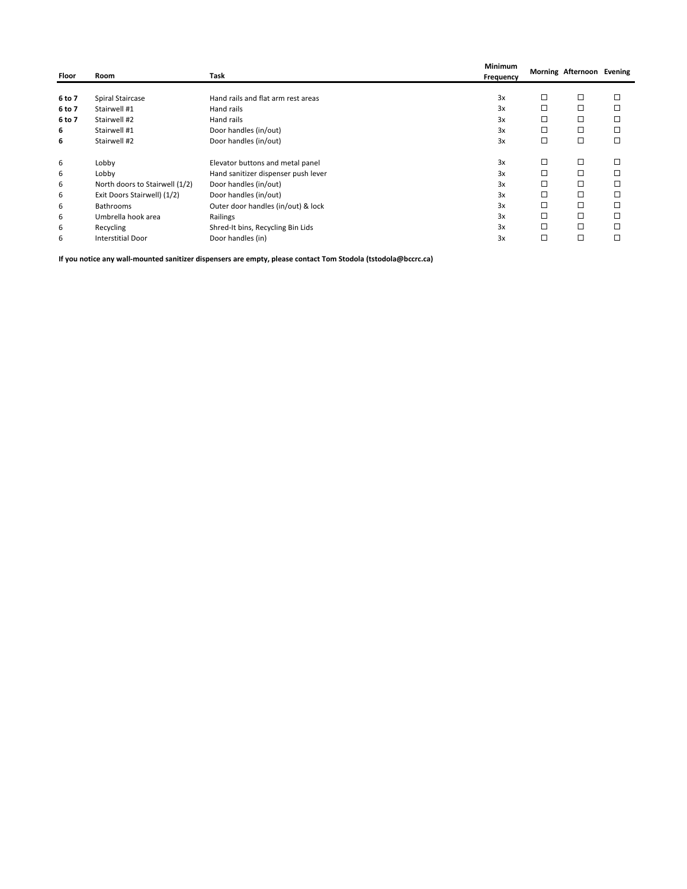| Floor | Room | Task | Minimum Frequency | Morning | Afternoon | Evening |
|---|---|---|---|---|---|---|
| **6 to 7** | Spiral Staircase | Hand rails and flat arm rest areas | 3x | ☐ | ☐ | ☐ |
| **6 to 7** | Stairwell #1 | Hand rails | 3x | ☐ | ☐ | ☐ |
| **6 to 7** | Stairwell #2 | Hand rails | 3x | ☐ | ☐ | ☐ |
| **6** | Stairwell #1 | Door handles (in/out) | 3x | ☐ | ☐ | ☐ |
| **6** | Stairwell #2 | Door handles (in/out) | 3x | ☐ | ☐ | ☐ |
| 6 | Lobby | Elevator buttons and metal panel | 3x | ☐ | ☐ | ☐ |
| 6 | Lobby | Hand sanitizer dispenser push lever | 3x | ☐ | ☐ | ☐ |
| 6 | North doors to Stairwell (1/2) | Door handles (in/out) | 3x | ☐ | ☐ | ☐ |
| 6 | Exit Doors Stairwell) (1/2) | Door handles (in/out) | 3x | ☐ | ☐ | ☐ |
| 6 | Bathrooms | Outer door handles (in/out) & lock | 3x | ☐ | ☐ | ☐ |
| 6 | Umbrella hook area | Railings | 3x | ☐ | ☐ | ☐ |
| 6 | Recycling | Shred-It bins, Recycling Bin Lids | 3x | ☐ | ☐ | ☐ |
| 6 | Interstitial Door | Door handles (in) | 3x | ☐ | ☐ | ☐ |

**If you notice any wall-mounted sanitizer dispensers are empty, please contact Tom Stodola (tstodola@bccrc.ca)**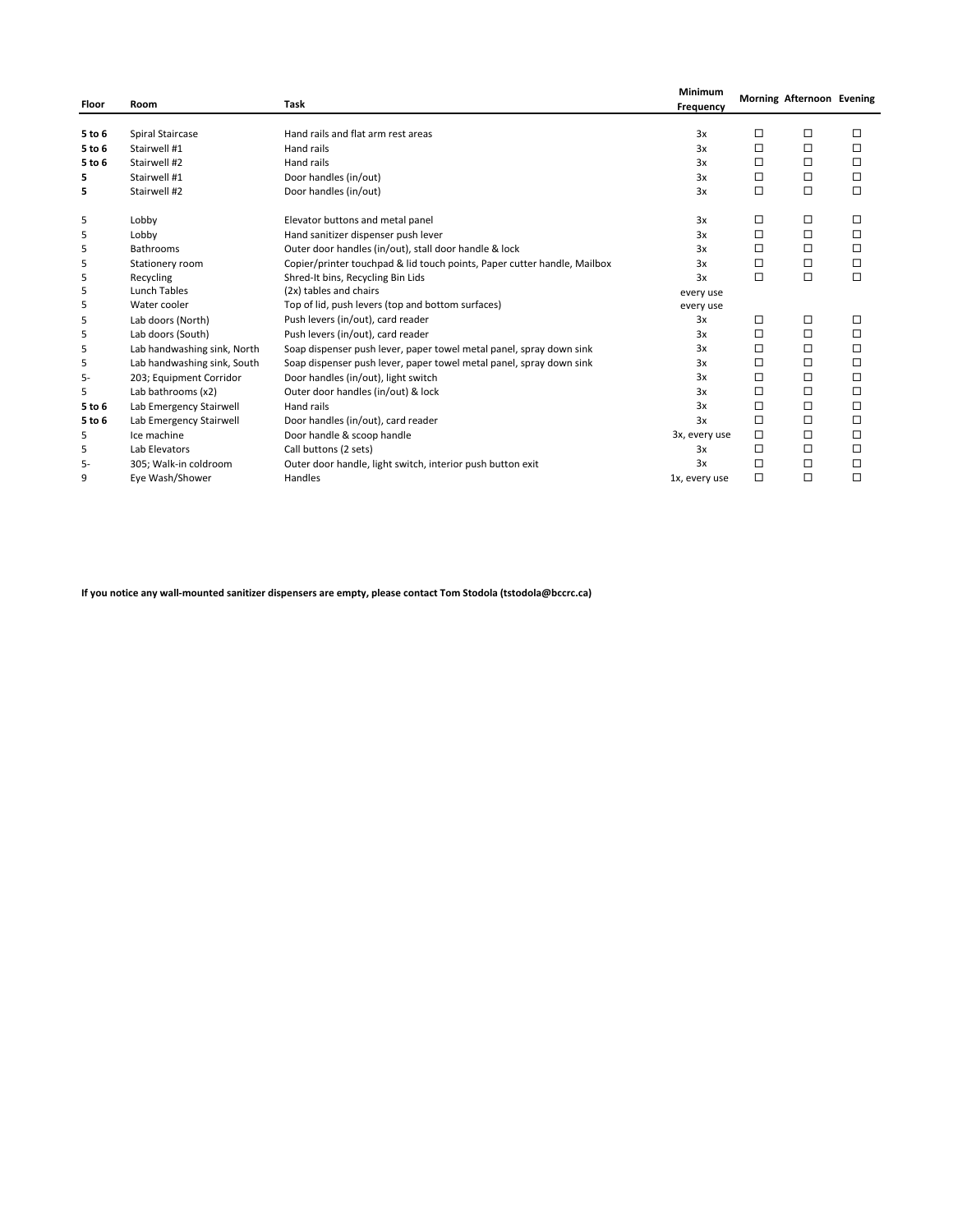| Floor | Room | Task | Minimum Frequency | Morning | Afternoon | Evening |
|---|---|---|---|---|---|---|
| **5 to 6** | Spiral Staircase | Hand rails and flat arm rest areas | 3x | ☐ | ☐ | ☐ |
| **5 to 6** | Stairwell #1 | Hand rails | 3x | ☐ | ☐ | ☐ |
| **5 to 6** | Stairwell #2 | Hand rails | 3x | ☐ | ☐ | ☐ |
| **5** | Stairwell #1 | Door handles (in/out) | 3x | ☐ | ☐ | ☐ |
| **5** | Stairwell #2 | Door handles (in/out) | 3x | ☐ | ☐ | ☐ |
| 5 | Lobby | Elevator buttons and metal panel | 3x | ☐ | ☐ | ☐ |
| 5 | Lobby | Hand sanitizer dispenser push lever | 3x | ☐ | ☐ | ☐ |
| 5 | Bathrooms | Outer door handles (in/out), stall door handle & lock | 3x | ☐ | ☐ | ☐ |
| 5 | Stationery room | Copier/printer touchpad & lid touch points, Paper cutter handle, Mailbox | 3x | ☐ | ☐ | ☐ |
| 5 | Recycling | Shred-It bins, Recycling Bin Lids | 3x | ☐ | ☐ | ☐ |
| 5 | Lunch Tables | (2x) tables and chairs | every use | | | |
| 5 | Water cooler | Top of lid, push levers (top and bottom surfaces) | every use | | | |
| 5 | Lab doors (North) | Push levers (in/out), card reader | 3x | ☐ | ☐ | ☐ |
| 5 | Lab doors (South) | Push levers (in/out), card reader | 3x | ☐ | ☐ | ☐ |
| 5 | Lab handwashing sink, North | Soap dispenser push lever, paper towel metal panel, spray down sink | 3x | ☐ | ☐ | ☐ |
| 5 | Lab handwashing sink, South | Soap dispenser push lever, paper towel metal panel, spray down sink | 3x | ☐ | ☐ | ☐ |
| 5- | 203; Equipment Corridor | Door handles (in/out), light switch | 3x | ☐ | ☐ | ☐ |
| 5 | Lab bathrooms (x2) | Outer door handles (in/out) & lock | 3x | ☐ | ☐ | ☐ |
| **5 to 6** | Lab Emergency Stairwell | Hand rails | 3x | ☐ | ☐ | ☐ |
| **5 to 6** | Lab Emergency Stairwell | Door handles (in/out), card reader | 3x | ☐ | ☐ | ☐ |
| 5 | Ice machine | Door handle & scoop handle | 3x, every use | ☐ | ☐ | ☐ |
| 5 | Lab Elevators | Call buttons (2 sets) | 3x | ☐ | ☐ | ☐ |
| 5- | 305; Walk-in coldroom | Outer door handle, light switch, interior push button exit | 3x | ☐ | ☐ | ☐ |
| 9 | Eye Wash/Shower | Handles | 1x, every use | ☐ | ☐ | ☐ |

**If you notice any wall-mounted sanitizer dispensers are empty, please contact Tom Stodola (tstodola@bccrc.ca)**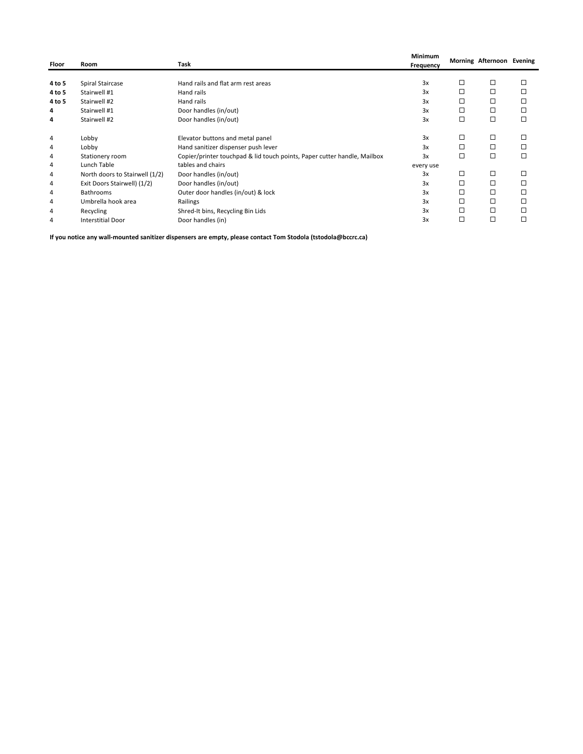| Floor | Room | Task | Minimum Frequency | Morning | Afternoon | Evening |
|---|---|---|---|---|---|---|
| **4 to 5** | Spiral Staircase | Hand rails and flat arm rest areas | 3x | ☐ | ☐ | ☐ |
| **4 to 5** | Stairwell #1 | Hand rails | 3x | ☐ | ☐ | ☐ |
| **4 to 5** | Stairwell #2 | Hand rails | 3x | ☐ | ☐ | ☐ |
| **4** | Stairwell #1 | Door handles (in/out) | 3x | ☐ | ☐ | ☐ |
| **4** | Stairwell #2 | Door handles (in/out) | 3x | ☐ | ☐ | ☐ |
| 4 | Lobby | Elevator buttons and metal panel | 3x | ☐ | ☐ | ☐ |
| 4 | Lobby | Hand sanitizer dispenser push lever | 3x | ☐ | ☐ | ☐ |
| 4 | Stationery room | Copier/printer touchpad & lid touch points, Paper cutter handle, Mailbox | 3x | ☐ | ☐ | ☐ |
| 4 | Lunch Table | tables and chairs | every use | | | |
| 4 | North doors to Stairwell (1/2) | Door handles (in/out) | 3x | ☐ | ☐ | ☐ |
| 4 | Exit Doors Stairwell) (1/2) | Door handles (in/out) | 3x | ☐ | ☐ | ☐ |
| 4 | Bathrooms | Outer door handles (in/out) & lock | 3x | ☐ | ☐ | ☐ |
| 4 | Umbrella hook area | Railings | 3x | ☐ | ☐ | ☐ |
| 4 | Recycling | Shred-It bins, Recycling Bin Lids | 3x | ☐ | ☐ | ☐ |
| 4 | Interstitial Door | Door handles (in) | 3x | ☐ | ☐ | ☐ |

**If you notice any wall-mounted sanitizer dispensers are empty, please contact Tom Stodola (tstodola@bccrc.ca)**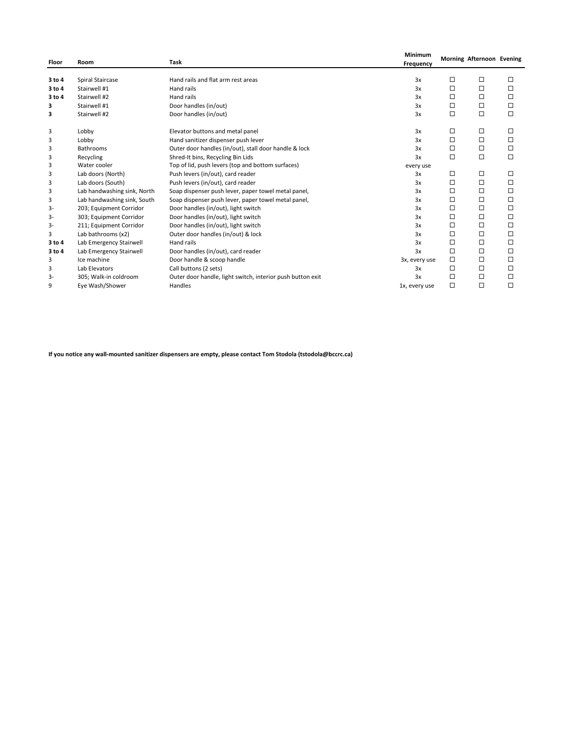| Floor | Room | Task | Minimum Frequency | Morning | Afternoon | Evening |
|---|---|---|---|---|---|---|
| **3 to 4** | Spiral Staircase | Hand rails and flat arm rest areas | 3x | ☐ | ☐ | ☐ |
| **3 to 4** | Stairwell #1 | Hand rails | 3x | ☐ | ☐ | ☐ |
| **3 to 4** | Stairwell #2 | Hand rails | 3x | ☐ | ☐ | ☐ |
| **3** | Stairwell #1 | Door handles (in/out) | 3x | ☐ | ☐ | ☐ |
| **3** | Stairwell #2 | Door handles (in/out) | 3x | ☐ | ☐ | ☐ |
| 3 | Lobby | Elevator buttons and metal panel | 3x | ☐ | ☐ | ☐ |
| 3 | Lobby | Hand sanitizer dispenser push lever | 3x | ☐ | ☐ | ☐ |
| 3 | Bathrooms | Outer door handles (in/out), stall door handle & lock | 3x | ☐ | ☐ | ☐ |
| 3 | Recycling | Shred-It bins, Recycling Bin Lids | 3x | ☐ | ☐ | ☐ |
| 3 | Water cooler | Top of lid, push levers (top and bottom surfaces) | every use | | | |
| 3 | Lab doors (North) | Push levers (in/out), card reader | 3x | ☐ | ☐ | ☐ |
| 3 | Lab doors (South) | Push levers (in/out), card reader | 3x | ☐ | ☐ | ☐ |
| 3 | Lab handwashing sink, North | Soap dispenser push lever, paper towel metal panel, | 3x | ☐ | ☐ | ☐ |
| 3 | Lab handwashing sink, South | Soap dispenser push lever, paper towel metal panel, | 3x | ☐ | ☐ | ☐ |
| 3- | 203; Equipment Corridor | Door handles (in/out), light switch | 3x | ☐ | ☐ | ☐ |
| 3- | 303; Equipment Corridor | Door handles (in/out), light switch | 3x | ☐ | ☐ | ☐ |
| 3- | 211; Equipment Corridor | Door handles (in/out), light switch | 3x | ☐ | ☐ | ☐ |
| 3 | Lab bathrooms (x2) | Outer door handles (in/out) & lock | 3x | ☐ | ☐ | ☐ |
| **3 to 4** | Lab Emergency Stairwell | Hand rails | 3x | ☐ | ☐ | ☐ |
| **3 to 4** | Lab Emergency Stairwell | Door handles (in/out), card reader | 3x | ☐ | ☐ | ☐ |
| 3 | Ice machine | Door handle & scoop handle | 3x, every use | ☐ | ☐ | ☐ |
| 3 | Lab Elevators | Call buttons (2 sets) | 3x | ☐ | ☐ | ☐ |
| 3- | 305; Walk-in coldroom | Outer door handle, light switch, interior push button exit | 3x | ☐ | ☐ | ☐ |
| 9 | Eye Wash/Shower | Handles | 1x, every use | ☐ | ☐ | ☐ |

**If you notice any wall-mounted sanitizer dispensers are empty, please contact Tom Stodola (tstodola@bccrc.ca)**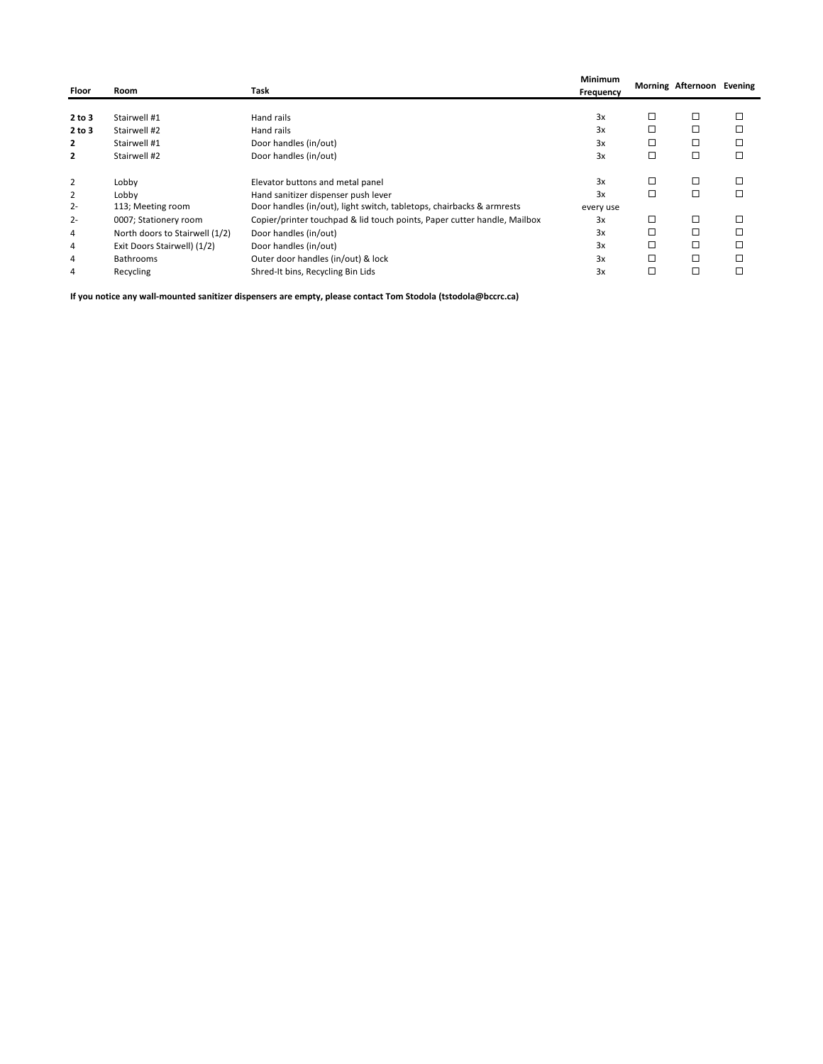| Floor | Room | Task | Minimum Frequency | Morning | Afternoon | Evening |
|---|---|---|---|---|---|---|
| **2 to 3** | Stairwell #1 | Hand rails | 3x | ☐ | ☐ | ☐ |
| **2 to 3** | Stairwell #2 | Hand rails | 3x | ☐ | ☐ | ☐ |
| **2** | Stairwell #1 | Door handles (in/out) | 3x | ☐ | ☐ | ☐ |
| **2** | Stairwell #2 | Door handles (in/out) | 3x | ☐ | ☐ | ☐ |
| 2 | Lobby | Elevator buttons and metal panel | 3x | ☐ | ☐ | ☐ |
| 2 | Lobby | Hand sanitizer dispenser push lever | 3x | ☐ | ☐ | ☐ |
| 2- | 113; Meeting room | Door handles (in/out), light switch, tabletops, chairbacks & armrests | every use | | | |
| 2- | 0007; Stationery room | Copier/printer touchpad & lid touch points, Paper cutter handle, Mailbox | 3x | ☐ | ☐ | ☐ |
| 4 | North doors to Stairwell (1/2) | Door handles (in/out) | 3x | ☐ | ☐ | ☐ |
| 4 | Exit Doors Stairwell) (1/2) | Door handles (in/out) | 3x | ☐ | ☐ | ☐ |
| 4 | Bathrooms | Outer door handles (in/out) & lock | 3x | ☐ | ☐ | ☐ |
| 4 | Recycling | Shred-It bins, Recycling Bin Lids | 3x | ☐ | ☐ | ☐ |

**If you notice any wall-mounted sanitizer dispensers are empty, please contact Tom Stodola (tstodola@bccrc.ca)**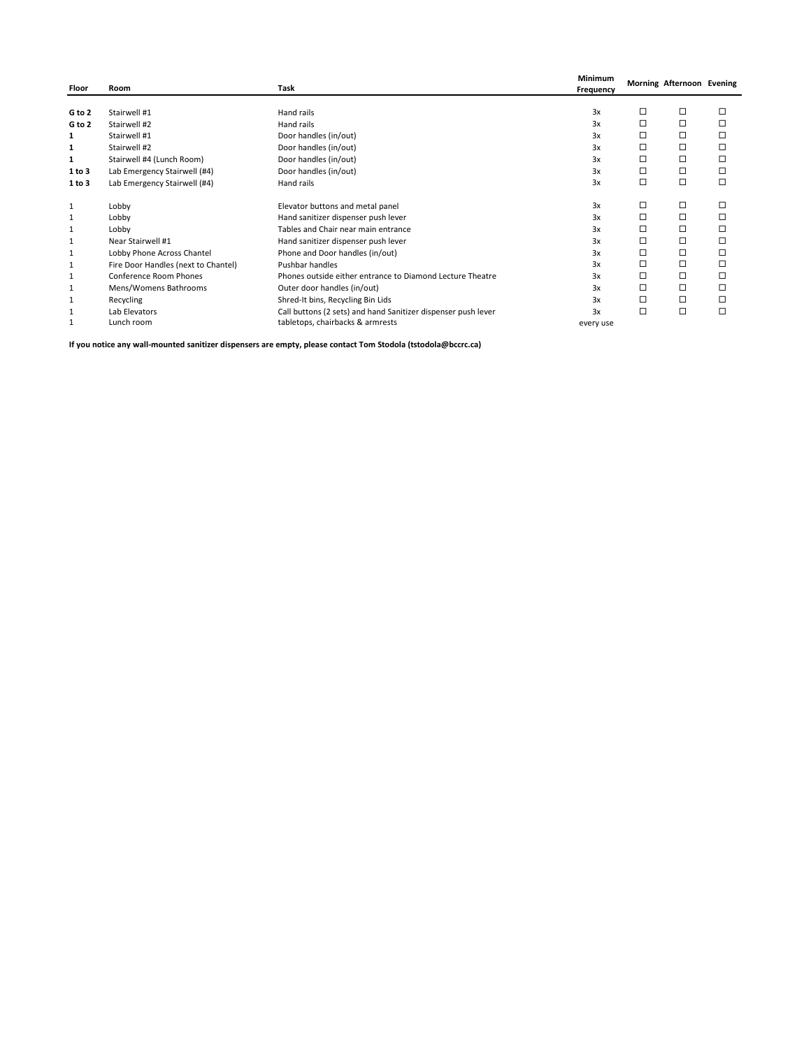| Floor | Room | Task | Minimum Frequency | Morning | Afternoon | Evening |
|---|---|---|---|---|---|---|
| **G to 2** | Stairwell #1 | Hand rails | 3x | ☐ | ☐ | ☐ |
| **G to 2** | Stairwell #2 | Hand rails | 3x | ☐ | ☐ | ☐ |
| **1** | Stairwell #1 | Door handles (in/out) | 3x | ☐ | ☐ | ☐ |
| **1** | Stairwell #2 | Door handles (in/out) | 3x | ☐ | ☐ | ☐ |
| **1** | Stairwell #4 (Lunch Room) | Door handles (in/out) | 3x | ☐ | ☐ | ☐ |
| **1 to 3** | Lab Emergency Stairwell (#4) | Door handles (in/out) | 3x | ☐ | ☐ | ☐ |
| **1 to 3** | Lab Emergency Stairwell (#4) | Hand rails | 3x | ☐ | ☐ | ☐ |
| 1 | Lobby | Elevator buttons and metal panel | 3x | ☐ | ☐ | ☐ |
| 1 | Lobby | Hand sanitizer dispenser push lever | 3x | ☐ | ☐ | ☐ |
| 1 | Lobby | Tables and Chair near main entrance | 3x | ☐ | ☐ | ☐ |
| 1 | Near Stairwell #1 | Hand sanitizer dispenser push lever | 3x | ☐ | ☐ | ☐ |
| 1 | Lobby Phone Across Chantel | Phone and Door handles (in/out) | 3x | ☐ | ☐ | ☐ |
| 1 | Fire Door Handles (next to Chantel) | Pushbar handles | 3x | ☐ | ☐ | ☐ |
| 1 | Conference Room Phones | Phones outside either entrance to Diamond Lecture Theatre | 3x | ☐ | ☐ | ☐ |
| 1 | Mens/Womens Bathrooms | Outer door handles (in/out) | 3x | ☐ | ☐ | ☐ |
| 1 | Recycling | Shred-It bins, Recycling Bin Lids | 3x | ☐ | ☐ | ☐ |
| 1 | Lab Elevators | Call buttons (2 sets) and hand Sanitizer dispenser push lever | 3x | ☐ | ☐ | ☐ |
| 1 | Lunch room | tabletops, chairbacks & armrests | every use | | | |

**If you notice any wall-mounted sanitizer dispensers are empty, please contact Tom Stodola (tstodola@bccrc.ca)**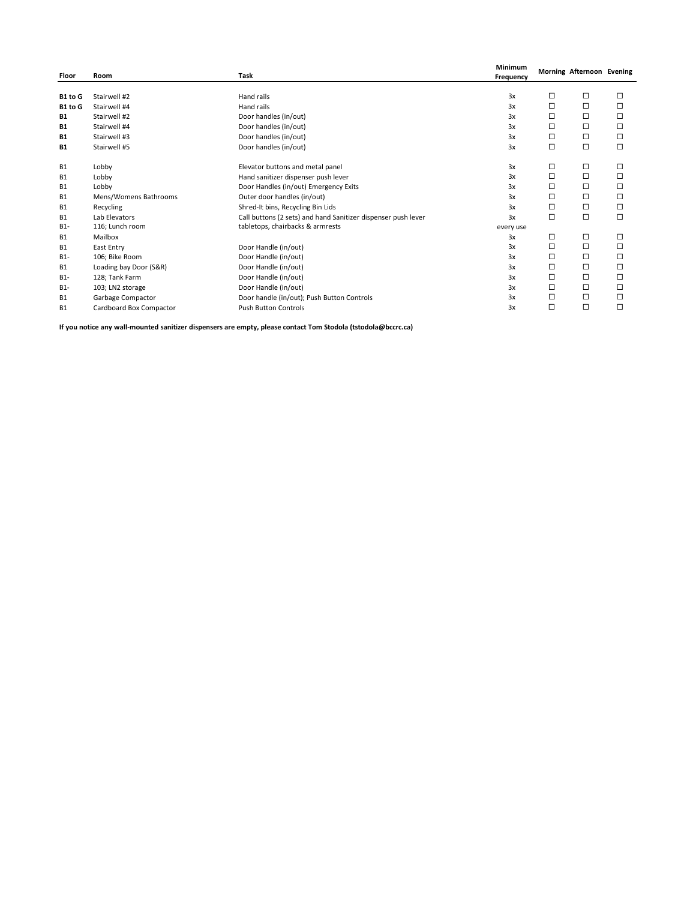| Floor | Room | Task | Minimum Frequency | Morning | Afternoon | Evening |
|---|---|---|---|---|---|---|
| **B1 to G** | Stairwell #2 | Hand rails | 3x | ☐ | ☐ | ☐ |
| **B1 to G** | Stairwell #4 | Hand rails | 3x | ☐ | ☐ | ☐ |
| **B1** | Stairwell #2 | Door handles (in/out) | 3x | ☐ | ☐ | ☐ |
| **B1** | Stairwell #4 | Door handles (in/out) | 3x | ☐ | ☐ | ☐ |
| **B1** | Stairwell #3 | Door handles (in/out) | 3x | ☐ | ☐ | ☐ |
| **B1** | Stairwell #5 | Door handles (in/out) | 3x | ☐ | ☐ | ☐ |
| B1 | Lobby | Elevator buttons and metal panel | 3x | ☐ | ☐ | ☐ |
| B1 | Lobby | Hand sanitizer dispenser push lever | 3x | ☐ | ☐ | ☐ |
| B1 | Lobby | Door Handles (in/out) Emergency Exits | 3x | ☐ | ☐ | ☐ |
| B1 | Mens/Womens Bathrooms | Outer door handles (in/out) | 3x | ☐ | ☐ | ☐ |
| B1 | Recycling | Shred-It bins, Recycling Bin Lids | 3x | ☐ | ☐ | ☐ |
| B1 | Lab Elevators | Call buttons (2 sets) and hand Sanitizer dispenser push lever | 3x | ☐ | ☐ | ☐ |
| B1- | 116; Lunch room | tabletops, chairbacks & armrests | every use | | | |
| B1 | Mailbox | | 3x | ☐ | ☐ | ☐ |
| B1 | East Entry | Door Handle (in/out) | 3x | ☐ | ☐ | ☐ |
| B1- | 106; Bike Room | Door Handle (in/out) | 3x | ☐ | ☐ | ☐ |
| B1 | Loading bay Door (S&R) | Door Handle (in/out) | 3x | ☐ | ☐ | ☐ |
| B1- | 128; Tank Farm | Door Handle (in/out) | 3x | ☐ | ☐ | ☐ |
| B1- | 103; LN2 storage | Door Handle (in/out) | 3x | ☐ | ☐ | ☐ |
| B1 | Garbage Compactor | Door handle (in/out); Push Button Controls | 3x | ☐ | ☐ | ☐ |
| B1 | Cardboard Box Compactor | Push Button Controls | 3x | ☐ | ☐ | ☐ |

**If you notice any wall-mounted sanitizer dispensers are empty, please contact Tom Stodola (tstodola@bccrc.ca)**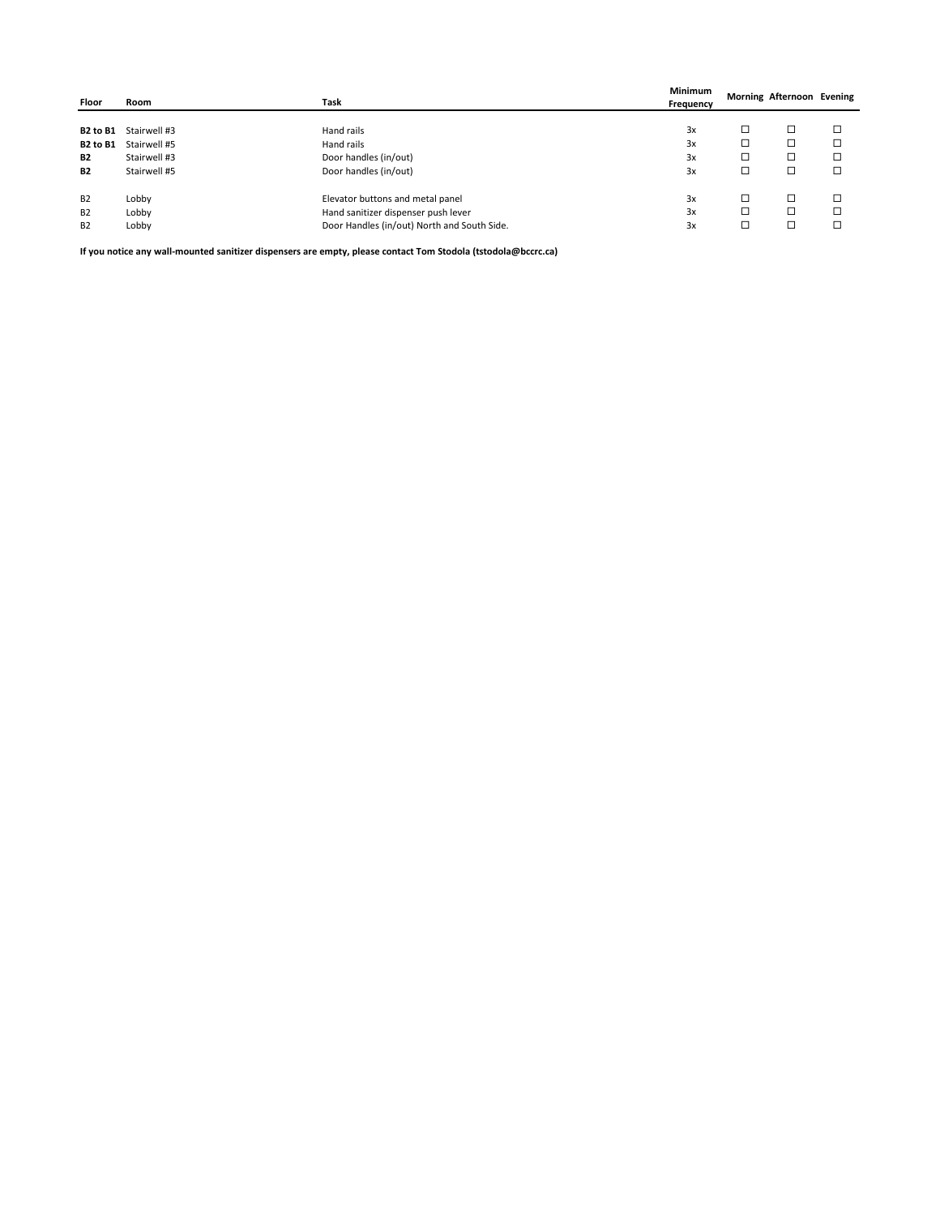| Floor | Room | Task | Minimum Frequency | Morning | Afternoon | Evening |
|---|---|---|---|---|---|---|
| **B2 to B1** | Stairwell #3 | Hand rails | 3x | ☐ | ☐ | ☐ |
| **B2 to B1** | Stairwell #5 | Hand rails | 3x | ☐ | ☐ | ☐ |
| **B2** | Stairwell #3 | Door handles (in/out) | 3x | ☐ | ☐ | ☐ |
| **B2** | Stairwell #5 | Door handles (in/out) | 3x | ☐ | ☐ | ☐ |
| B2 | Lobby | Elevator buttons and metal panel | 3x | ☐ | ☐ | ☐ |
| B2 | Lobby | Hand sanitizer dispenser push lever | 3x | ☐ | ☐ | ☐ |
| B2 | Lobby | Door Handles (in/out) North and South Side. | 3x | ☐ | ☐ | ☐ |

**If you notice any wall-mounted sanitizer dispensers are empty, please contact Tom Stodola (tstodola@bccrc.ca)**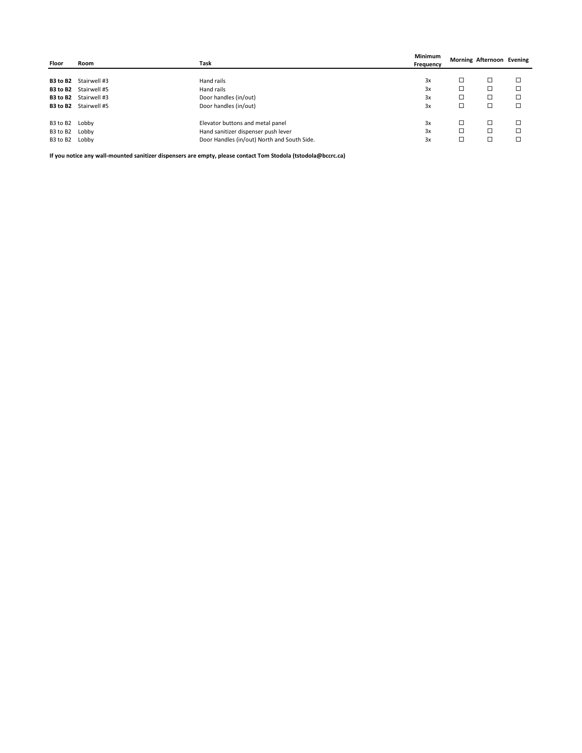| Floor | Room | Task | Minimum Frequency | Morning | Afternoon | Evening |
|---|---|---|---|---|---|---|
| **B3 to B2** | Stairwell #3 | Hand rails | 3x | ☐ | ☐ | ☐ |
| **B3 to B2** | Stairwell #5 | Hand rails | 3x | ☐ | ☐ | ☐ |
| **B3 to B2** | Stairwell #3 | Door handles (in/out) | 3x | ☐ | ☐ | ☐ |
| **B3 to B2** | Stairwell #5 | Door handles (in/out) | 3x | ☐ | ☐ | ☐ |
| B3 to B2 | Lobby | Elevator buttons and metal panel | 3x | ☐ | ☐ | ☐ |
| B3 to B2 | Lobby | Hand sanitizer dispenser push lever | 3x | ☐ | ☐ | ☐ |
| B3 to B2 | Lobby | Door Handles (in/out) North and South Side. | 3x | ☐ | ☐ | ☐ |

**If you notice any wall-mounted sanitizer dispensers are empty, please contact Tom Stodola (tstodola@bccrc.ca)**